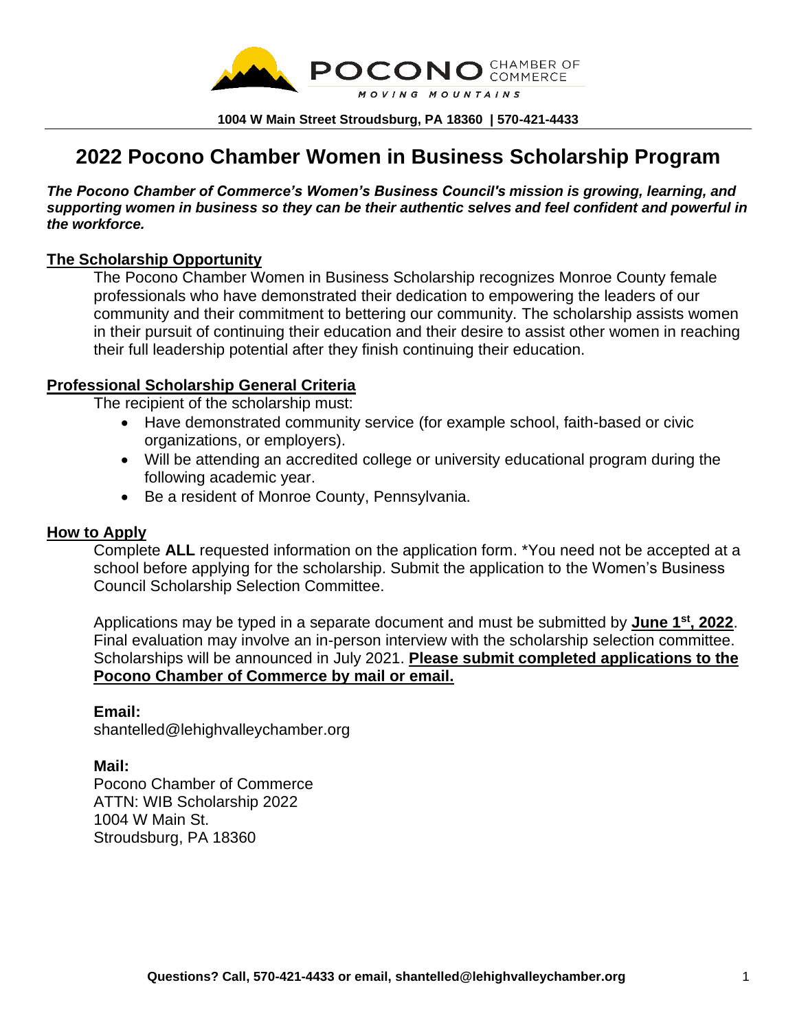POCONO CHAMBER OF COMMERCE

MOVING MOUNTAINS

**1004 W Main Street Stroudsburg, PA 18360 | 570-421-4433**

# 2022 Pocono Chamber Women in Business Scholarship Program

***The Pocono Chamber of Commerce's Women's Business Council's mission is growing, learning, and supporting women in business so they can be their authentic selves and feel confident and powerful in the workforce.***

## The Scholarship Opportunity

The Pocono Chamber Women in Business Scholarship recognizes Monroe County female professionals who have demonstrated their dedication to empowering the leaders of our community and their commitment to bettering our community. The scholarship assists women in their pursuit of continuing their education and their desire to assist other women in reaching their full leadership potential after they finish continuing their education.

## Professional Scholarship General Criteria

The recipient of the scholarship must:

- Have demonstrated community service (for example school, faith-based or civic organizations, or employers).
- Will be attending an accredited college or university educational program during the following academic year.
- Be a resident of Monroe County, Pennsylvania.

## How to Apply

Complete **ALL** requested information on the application form. *You need not be accepted at a school before applying for the scholarship. Submit the application to the Women's Business Council Scholarship Selection Committee.

Applications may be typed in a separate document and must be submitted by **June 1st, 2022**. Final evaluation may involve an in-person interview with the scholarship selection committee. Scholarships will be announced in July 2021. **Please submit completed applications to the Pocono Chamber of Commerce by mail or email.**

**Email:**
shantelled@lehighvalleychamber.org

**Mail:**
Pocono Chamber of Commerce
ATTN: WIB Scholarship 2022
1004 W Main St.
Stroudsburg, PA 18360

**Questions? Call, 570-421-4433 or email, shantelled@lehighvalleychamber.org**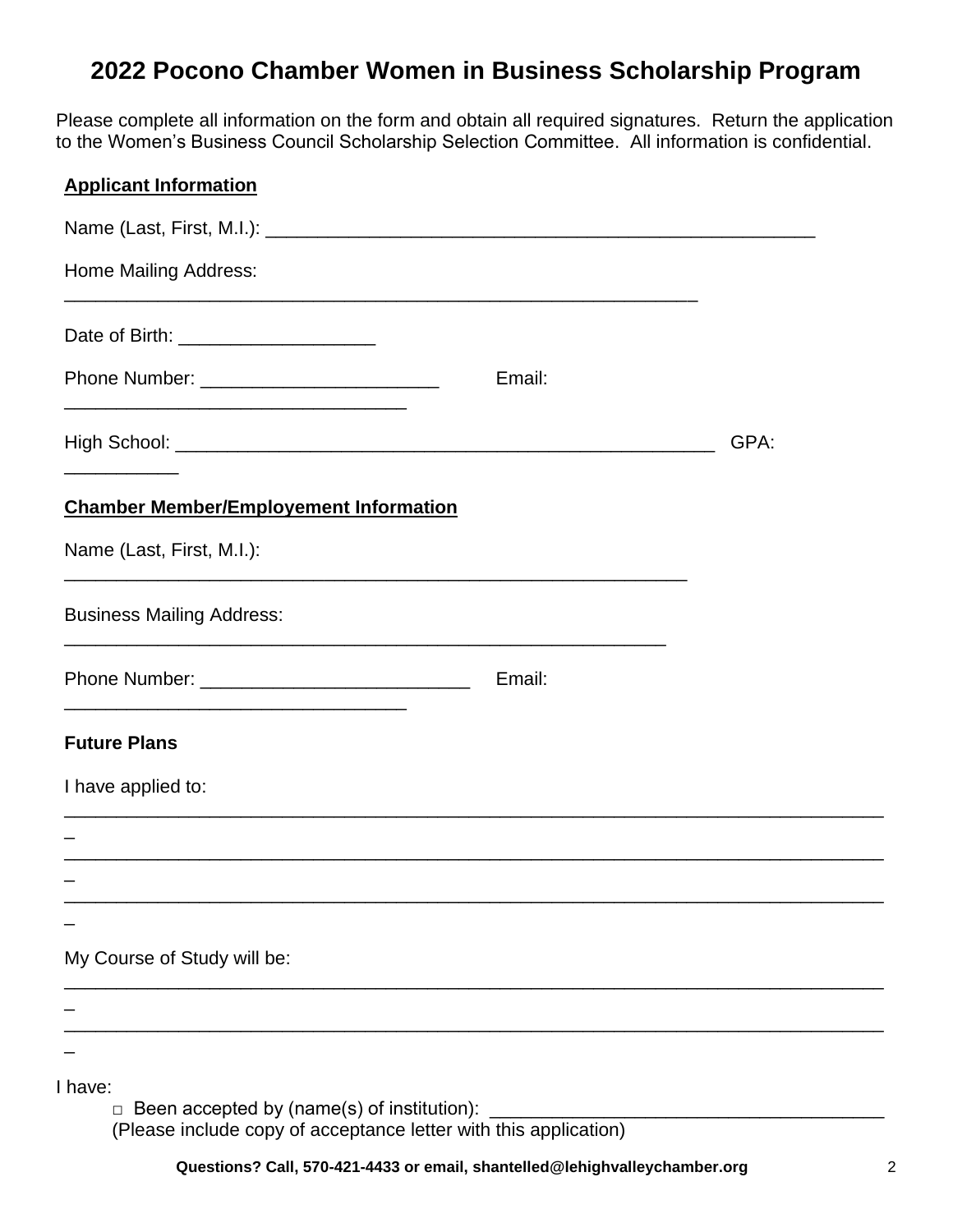# 2022 Pocono Chamber Women in Business Scholarship Program

Please complete all information on the form and obtain all required signatures. Return the application to the Women's Business Council Scholarship Selection Committee. All information is confidential.

**Applicant Information**

Name (Last, First, M.I.): ______________________________________________________

Home Mailing Address: ______________________________________________________

Date of Birth: ___________________

Phone Number: ______________________ Email: _________________________________

High School: _____________________________________________________ GPA: __________

**Chamber Member/Employement Information**

Name (Last, First, M.I.): ______________________________________________________

Business Mailing Address: ____________________________________________________

Phone Number: _________________________ Email: _________________________________

**Future Plans**

I have applied to:
_______________________________________________________________________________
_______________________________________________________________________________
_______________________________________________________________________________

My Course of Study will be:
_______________________________________________________________________________
_______________________________________________________________________________

I have:

□ Been accepted by (name(s) of institution): _______________________________________
(Please include copy of acceptance letter with this application)

**Questions? Call, 570-421-4433 or email, shantelled@lehighvalleychamber.org**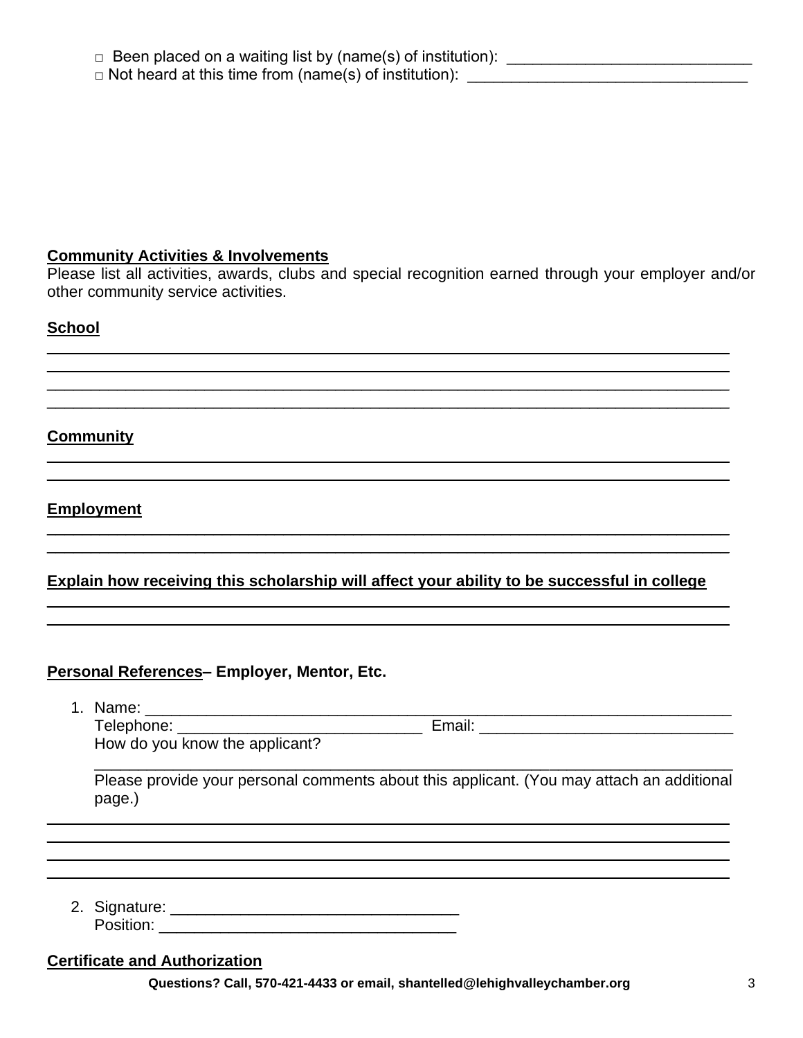□ Been placed on a waiting list by (name(s) of institution): ___________________________

□ Not heard at this time from (name(s) of institution): ________________________________

**Community Activities & Involvements**

Please list all activities, awards, clubs and special recognition earned through your employer and/or other community service activities.

**School**

____________________________________________________________________________

____________________________________________________________________________

____________________________________________________________________________

____________________________________________________________________________

**Community**

____________________________________________________________________________

____________________________________________________________________________

**Employment**

____________________________________________________________________________

____________________________________________________________________________

**Explain how receiving this scholarship will affect your ability to be successful in college**

____________________________________________________________________________

____________________________________________________________________________

**Personal References– Employer, Mentor, Etc.**

1. Name: _______________________________________________________________
   Telephone: ___________________________ Email: _____________________________
   How do you know the applicant?
   ____________________________________________________________________________
   Please provide your personal comments about this applicant. (You may attach an additional page.)

____________________________________________________________________________

____________________________________________________________________________

____________________________________________________________________________

____________________________________________________________________________

2. Signature: ________________________________
   Position: _________________________________

**Certificate and Authorization**

**Questions? Call, 570-421-4433 or email, shantelled@lehighvalleychamber.org**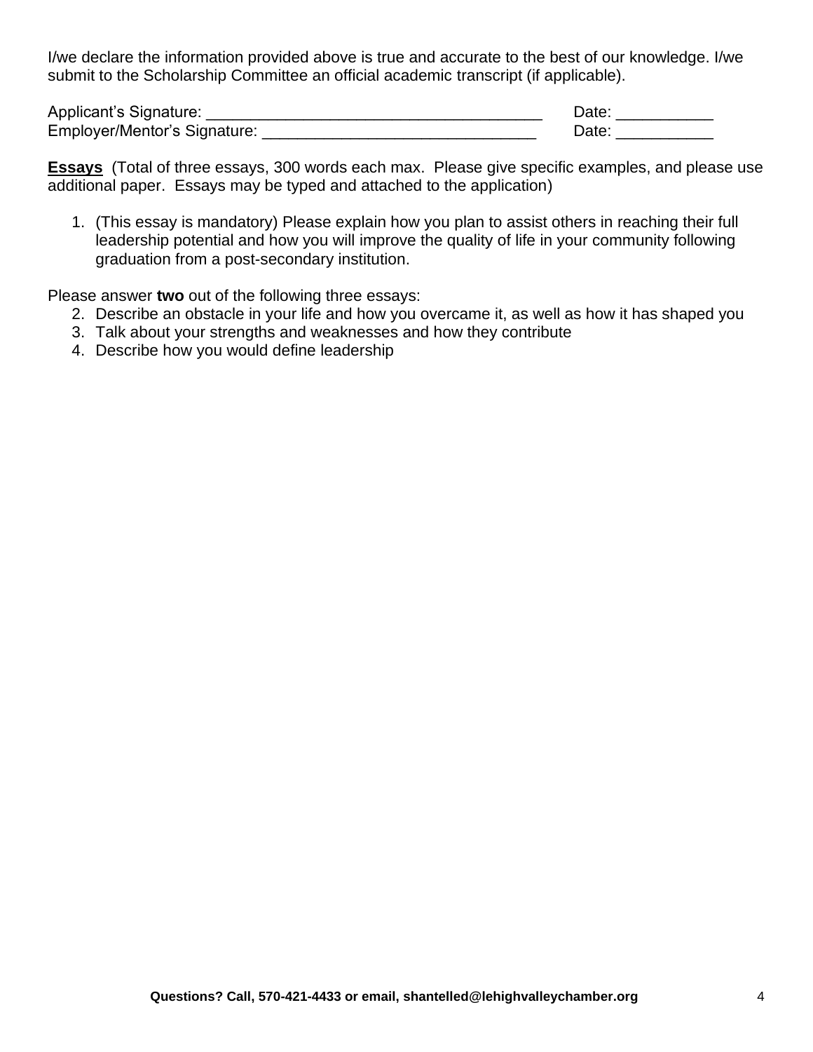I/we declare the information provided above is true and accurate to the best of our knowledge. I/we submit to the Scholarship Committee an official academic transcript (if applicable).

Applicant's Signature: ______________________________________ Date: ___________

Employer/Mentor's Signature: _______________________________ Date: ___________

**Essays** (Total of three essays, 300 words each max. Please give specific examples, and please use additional paper. Essays may be typed and attached to the application)

1. (This essay is mandatory) Please explain how you plan to assist others in reaching their full leadership potential and how you will improve the quality of life in your community following graduation from a post-secondary institution.

Please answer **two** out of the following three essays:

2. Describe an obstacle in your life and how you overcame it, as well as how it has shaped you
3. Talk about your strengths and weaknesses and how they contribute
4. Describe how you would define leadership

**Questions? Call, 570-421-4433 or email, shantelled@lehighvalleychamber.org**